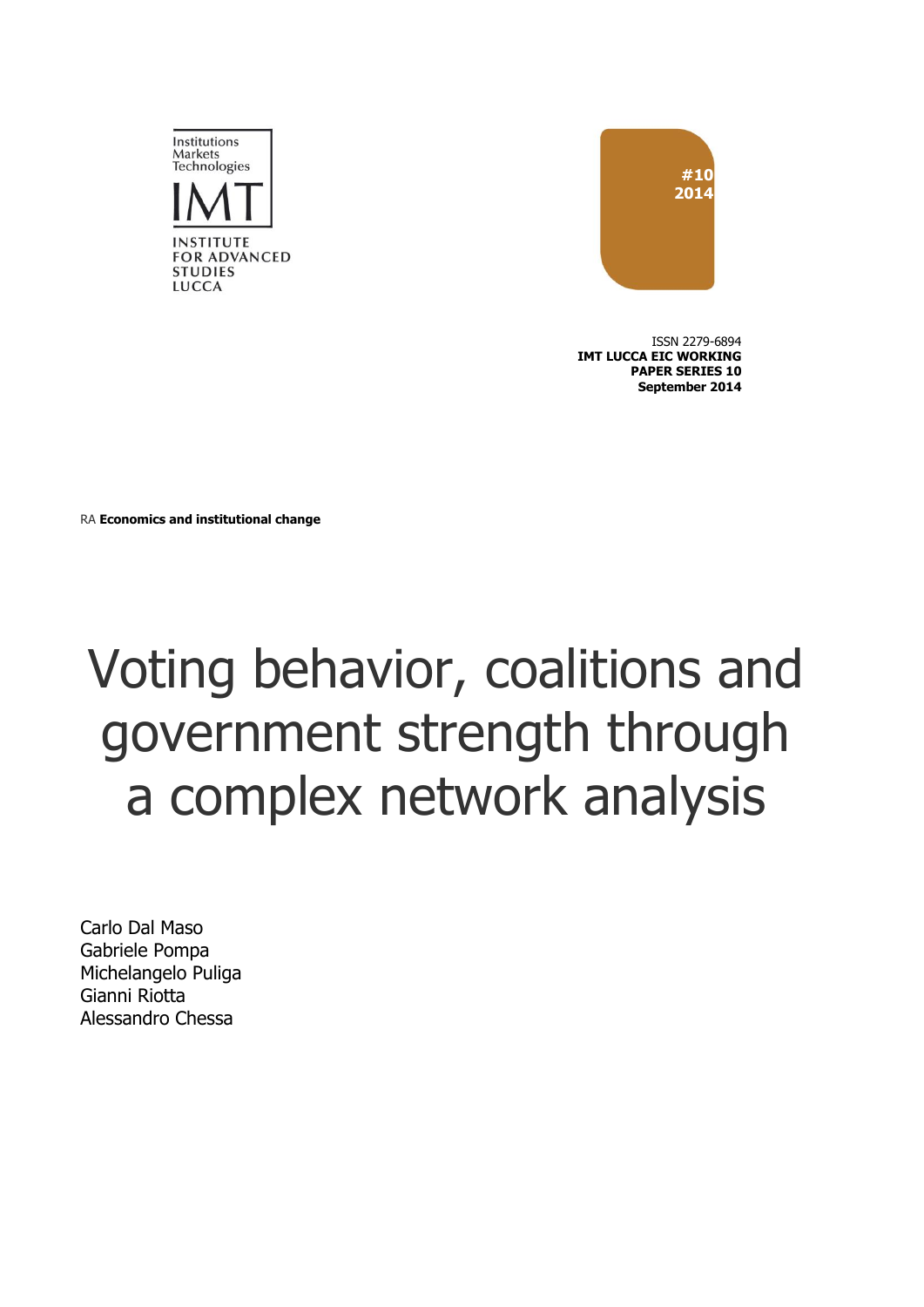Institutions
Markets
Technologies

IMT

INSTITUTE
FOR ADVANCED
STUDIES
LUCCA

#10
2014

ISSN 2279-6894
**IMT LUCCA EIC WORKING PAPER SERIES 10**
**September 2014**

RA **Economics and institutional change**

# Voting behavior, coalitions and government strength through a complex network analysis

Carlo Dal Maso
Gabriele Pompa
Michelangelo Puliga
Gianni Riotta
Alessandro Chessa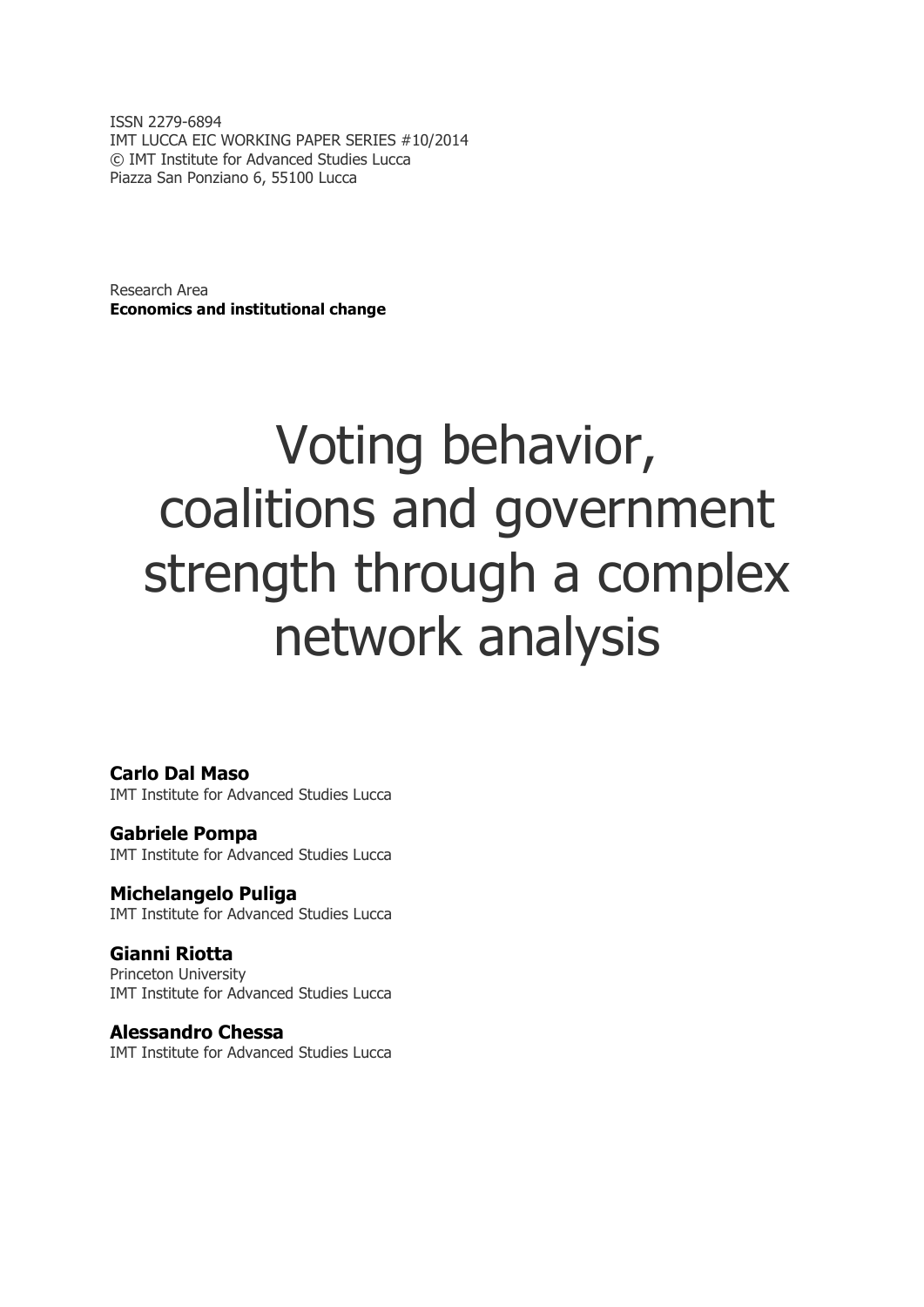ISSN 2279-6894
IMT LUCCA EIC WORKING PAPER SERIES #10/2014
© IMT Institute for Advanced Studies Lucca
Piazza San Ponziano 6, 55100 Lucca

Research Area
**Economics and institutional change**

# Voting behavior, coalitions and government strength through a complex network analysis

**Carlo Dal Maso**
IMT Institute for Advanced Studies Lucca

**Gabriele Pompa**
IMT Institute for Advanced Studies Lucca

**Michelangelo Puliga**
IMT Institute for Advanced Studies Lucca

**Gianni Riotta**
Princeton University
IMT Institute for Advanced Studies Lucca

**Alessandro Chessa**
IMT Institute for Advanced Studies Lucca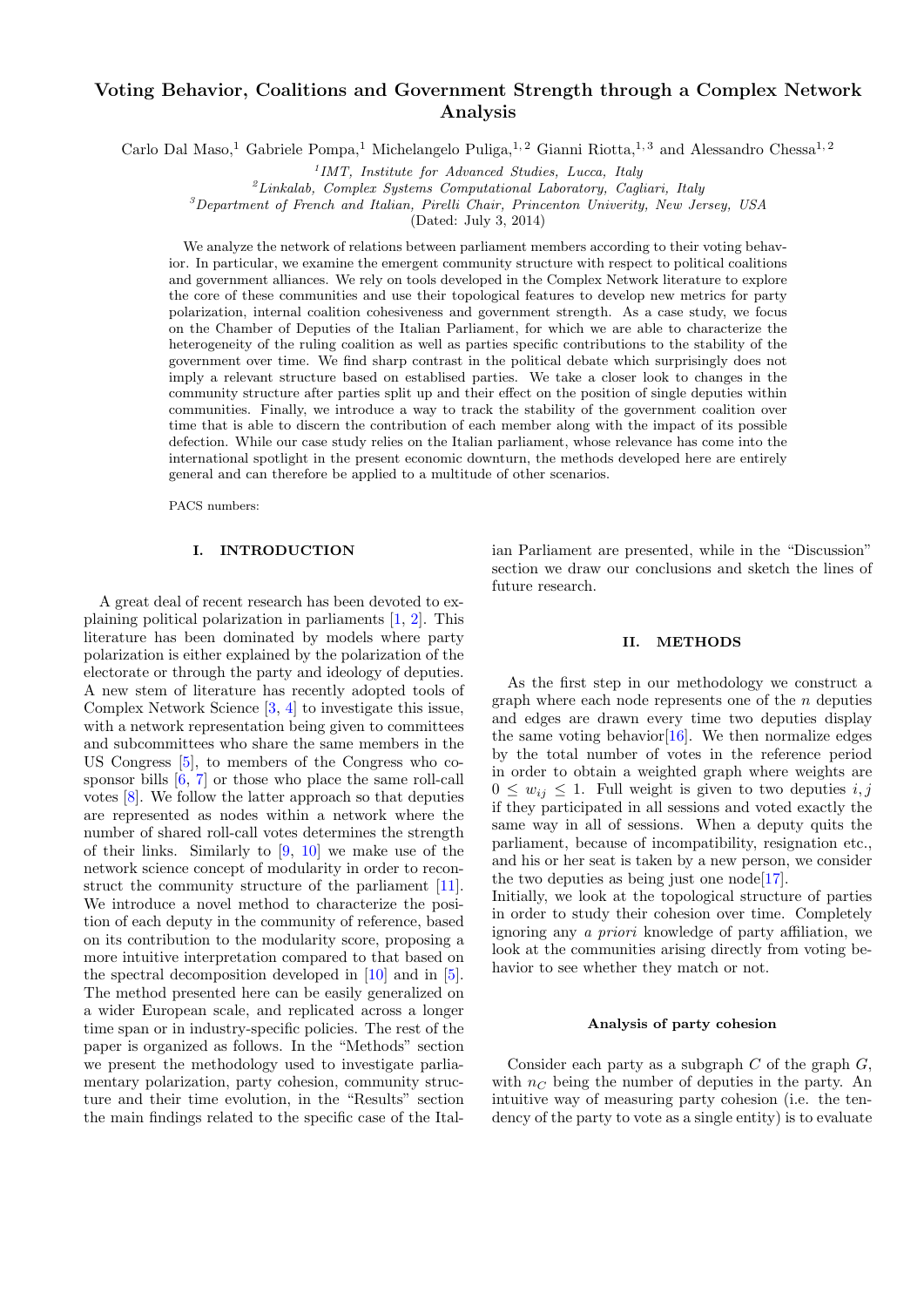# Voting Behavior, Coalitions and Government Strength through a Complex Network Analysis

Carlo Dal Maso,[1] Gabriele Pompa,[1] Michelangelo Puliga,[1,2] Gianni Riotta,[1,3] and Alessandro Chessa[1,2]

[1] *IMT, Institute for Advanced Studies, Lucca, Italy*
[2] *Linkalab, Complex Systems Computational Laboratory, Cagliari, Italy*
[3] *Department of French and Italian, Pirelli Chair, Princenton Univerity, New Jersey, USA*

(Dated: July 3, 2014)

We analyze the network of relations between parliament members according to their voting behavior. In particular, we examine the emergent community structure with respect to political coalitions and government alliances. We rely on tools developed in the Complex Network literature to explore the core of these communities and use their topological features to develop new metrics for party polarization, internal coalition cohesiveness and government strength. As a case study, we focus on the Chamber of Deputies of the Italian Parliament, for which we are able to characterize the heterogeneity of the ruling coalition as well as parties specific contributions to the stability of the government over time. We find sharp contrast in the political debate which surprisingly does not imply a relevant structure based on establised parties. We take a closer look to changes in the community structure after parties split up and their effect on the position of single deputies within communities. Finally, we introduce a way to track the stability of the government coalition over time that is able to discern the contribution of each member along with the impact of its possible defection. While our case study relies on the Italian parliament, whose relevance has come into the international spotlight in the present economic downturn, the methods developed here are entirely general and can therefore be applied to a multitude of other scenarios.

PACS numbers:

## I. INTRODUCTION

A great deal of recent research has been devoted to explaining political polarization in parliaments [1, 2]. This literature has been dominated by models where party polarization is either explained by the polarization of the electorate or through the party and ideology of deputies. A new stem of literature has recently adopted tools of Complex Network Science [3, 4] to investigate this issue, with a network representation being given to committees and subcommittees who share the same members in the US Congress [5], to members of the Congress who cosponsor bills [6, 7] or those who place the same roll-call votes [8]. We follow the latter approach so that deputies are represented as nodes within a network where the number of shared roll-call votes determines the strength of their links. Similarly to [9, 10] we make use of the network science concept of modularity in order to reconstruct the community structure of the parliament [11]. We introduce a novel method to characterize the position of each deputy in the community of reference, based on its contribution to the modularity score, proposing a more intuitive interpretation compared to that based on the spectral decomposition developed in [10] and in [5]. The method presented here can be easily generalized on a wider European scale, and replicated across a longer time span or in industry-specific policies. The rest of the paper is organized as follows. In the "Methods" section we present the methodology used to investigate parliamentary polarization, party cohesion, community structure and their time evolution, in the "Results" section the main findings related to the specific case of the Italian Parliament are presented, while in the "Discussion" section we draw our conclusions and sketch the lines of future research.

## II. METHODS

As the first step in our methodology we construct a graph where each node represents one of the $n$ deputies and edges are drawn every time two deputies display the same voting behavior[16]. We then normalize edges by the total number of votes in the reference period in order to obtain a weighted graph where weights are $0 \leq w_{ij} \leq 1$. Full weight is given to two deputies $i, j$ if they participated in all sessions and voted exactly the same way in all of sessions. When a deputy quits the parliament, because of incompatibility, resignation etc., and his or her seat is taken by a new person, we consider the two deputies as being just one node[17].

Initially, we look at the topological structure of parties in order to study their cohesion over time. Completely ignoring any *a priori* knowledge of party affiliation, we look at the communities arising directly from voting behavior to see whether they match or not.

### Analysis of party cohesion

Consider each party as a subgraph $C$ of the graph $G$, with $n_C$ being the number of deputies in the party. An intuitive way of measuring party cohesion (i.e. the tendency of the party to vote as a single entity) is to evaluate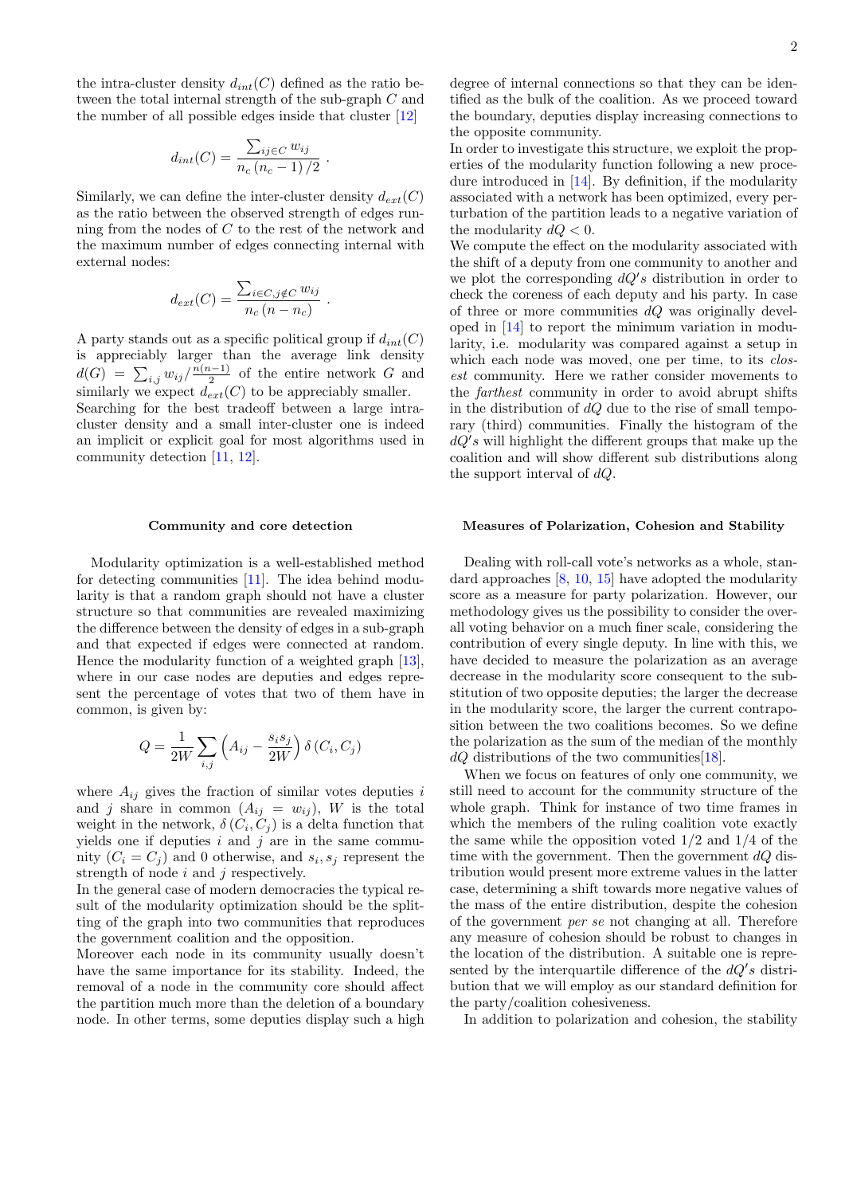the intra-cluster density $d_{int}(C)$ defined as the ratio between the total internal strength of the sub-graph $C$ and the number of all possible edges inside that cluster [12]

$$d_{int}(C) = \frac{\sum_{ij \in C} w_{ij}}{n_c\,(n_c - 1)/2} \ .$$

Similarly, we can define the inter-cluster density $d_{ext}(C)$ as the ratio between the observed strength of edges running from the nodes of $C$ to the rest of the network and the maximum number of edges connecting internal with external nodes:

$$d_{ext}(C) = \frac{\sum_{i \in C, j \notin C} w_{ij}}{n_c\,(n - n_c)} \ .$$

A party stands out as a specific political group if $d_{int}(C)$ is appreciably larger than the average link density $d(G) = \sum_{i,j} w_{ij} / \frac{n(n-1)}{2}$ of the entire network $G$ and similarly we expect $d_{ext}(C)$ to be appreciably smaller. Searching for the best tradeoff between a large intra-cluster density and a small inter-cluster one is indeed an implicit or explicit goal for most algorithms used in community detection [11, 12].

### Community and core detection

Modularity optimization is a well-established method for detecting communities [11]. The idea behind modularity is that a random graph should not have a cluster structure so that communities are revealed maximizing the difference between the density of edges in a sub-graph and that expected if edges were connected at random. Hence the modularity function of a weighted graph [13], where in our case nodes are deputies and edges represent the percentage of votes that two of them have in common, is given by:

$$Q = \frac{1}{2W} \sum_{i,j} \left( A_{ij} - \frac{s_i s_j}{2W} \right) \delta\left(C_i, C_j\right)$$

where $A_{ij}$ gives the fraction of similar votes deputies $i$ and $j$ share in common ($A_{ij} = w_{ij}$), $W$ is the total weight in the network, $\delta\left(C_i, C_j\right)$ is a delta function that yields one if deputies $i$ and $j$ are in the same community ($C_i = C_j$) and 0 otherwise, and $s_i, s_j$ represent the strength of node $i$ and $j$ respectively.
In the general case of modern democracies the typical result of the modularity optimization should be the splitting of the graph into two communities that reproduces the government coalition and the opposition.
Moreover each node in its community usually doesn't have the same importance for its stability. Indeed, the removal of a node in the community core should affect the partition much more than the deletion of a boundary node. In other terms, some deputies display such a high degree of internal connections so that they can be identified as the bulk of the coalition. As we proceed toward the boundary, deputies display increasing connections to the opposite community.
In order to investigate this structure, we exploit the properties of the modularity function following a new procedure introduced in [14]. By definition, if the modularity associated with a network has been optimized, every perturbation of the partition leads to a negative variation of the modularity $dQ < 0$.
We compute the effect on the modularity associated with the shift of a deputy from one community to another and we plot the corresponding $dQ's$ distribution in order to check the coreness of each deputy and his party. In case of three or more communities $dQ$ was originally developed in [14] to report the minimum variation in modularity, i.e. modularity was compared against a setup in which each node was moved, one per time, to its *closest* community. Here we rather consider movements to the *farthest* community in order to avoid abrupt shifts in the distribution of $dQ$ due to the rise of small temporary (third) communities. Finally the histogram of the $dQ's$ will highlight the different groups that make up the coalition and will show different sub distributions along the support interval of $dQ$.

### Measures of Polarization, Cohesion and Stability

Dealing with roll-call vote's networks as a whole, standard approaches [8, 10, 15] have adopted the modularity score as a measure for party polarization. However, our methodology gives us the possibility to consider the overall voting behavior on a much finer scale, considering the contribution of every single deputy. In line with this, we have decided to measure the polarization as an average decrease in the modularity score consequent to the substitution of two opposite deputies; the larger the decrease in the modularity score, the larger the current contraposition between the two coalitions becomes. So we define the polarization as the sum of the median of the monthly $dQ$ distributions of the two communities[18].

When we focus on features of only one community, we still need to account for the community structure of the whole graph. Think for instance of two time frames in which the members of the ruling coalition vote exactly the same while the opposition voted 1/2 and 1/4 of the time with the government. Then the government $dQ$ distribution would present more extreme values in the latter case, determining a shift towards more negative values of the mass of the entire distribution, despite the cohesion of the government *per se* not changing at all. Therefore any measure of cohesion should be robust to changes in the location of the distribution. A suitable one is represented by the interquartile difference of the $dQ's$ distribution that we will employ as our standard definition for the party/coalition cohesiveness.

In addition to polarization and cohesion, the stability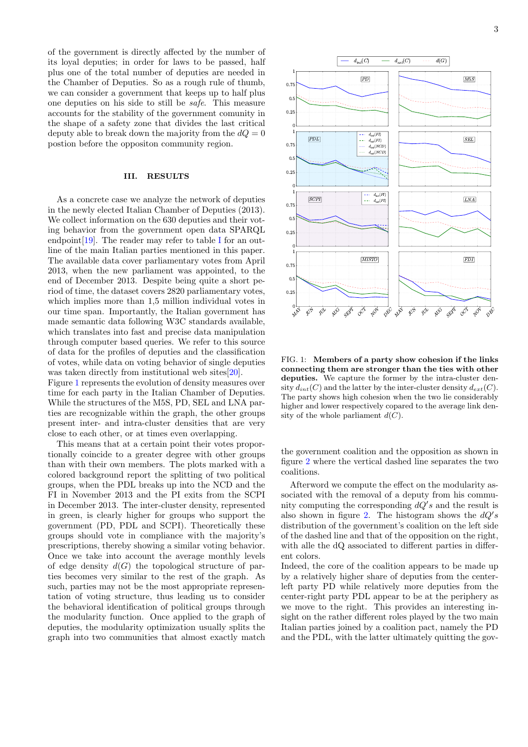of the government is directly affected by the number of its loyal deputies; in order for laws to be passed, half plus one of the total number of deputies are needed in the Chamber of Deputies. So as a rough rule of thumb, we can consider a government that keeps up to half plus one deputies on his side to still be *safe*. This measure accounts for the stability of the government comunity in the shape of a safety zone that divides the last critical deputy able to break down the majority from the $dQ = 0$ postion before the oppositon community region.

## III. RESULTS

As a concrete case we analyze the network of deputies in the newly elected Italian Chamber of Deputies (2013). We collect information on the 630 deputies and their voting behavior from the government open data SPARQL endpoint[19]. The reader may refer to table I for an outline of the main Italian parties mentioned in this paper. The available data cover parliamentary votes from April 2013, when the new parliament was appointed, to the end of December 2013. Despite being quite a short period of time, the dataset covers 2820 parliamentary votes, which implies more than 1,5 million individual votes in our time span. Importantly, the Italian government has made semantic data following W3C standards available, which translates into fast and precise data manipulation through computer based queries. We refer to this source of data for the profiles of deputies and the classification of votes, while data on voting behavior of single deputies was taken directly from institutional web sites[20].
Figure 1 represents the evolution of density measures over time for each party in the Italian Chamber of Deputies. While the structures of the M5S, PD, SEL and LNA parties are recognizable within the graph, the other groups present inter- and intra-cluster densities that are very close to each other, or at times even overlapping.

This means that at a certain point their votes proportionally coincide to a greater degree with other groups than with their own members. The plots marked with a colored background report the splitting of two political groups, when the PDL breaks up into the NCD and the FI in November 2013 and the PI exits from the SCPI in December 2013. The inter-cluster density, represented in green, is clearly higher for groups who support the government (PD, PDL and SCPI). Theoretically these groups should vote in compliance with the majority's prescriptions, thereby showing a similar voting behavior. Once we take into account the average monthly levels of edge density $d(G)$ the topological structure of parties becomes very similar to the rest of the graph. As such, parties may not be the most appropriate representation of voting structure, thus leading us to consider the behavioral identification of political groups through the modularity function. Once applied to the graph of deputies, the modularity optimization usually splits the graph into two communities that almost exactly match the government coalition and the opposition as shown in figure 2 where the vertical dashed line separates the two coalitions.

FIG. 1: **Members of a party show cohesion if the links connecting them are stronger than the ties with other deputies.** We capture the former by the intra-cluster density $d_{int}(C)$ and the latter by the inter-cluster density $d_{ext}(C)$. The party shows high cohesion when the two lie considerably higher and lower respectively copared to the average link density of the whole parliament $d(C)$.

Afterword we compute the effect on the modularity associated with the removal of a deputy from his community computing the corresponding $dQ's$ and the result is also shown in figure 2. The histogram shows the $dQ's$ distribution of the government's coalition on the left side of the dashed line and that of the opposition on the right, with alle the dQ associated to different parties in different colors.
Indeed, the core of the coalition appears to be made up by a relatively higher share of deputies from the center-left party PD while relatively more deputies from the center-right party PDL appear to be at the periphery as we move to the right. This provides an interesting insight on the rather different roles played by the two main Italian parties joined by a coalition pact, namely the PD and the PDL, with the latter ultimately quitting the gov-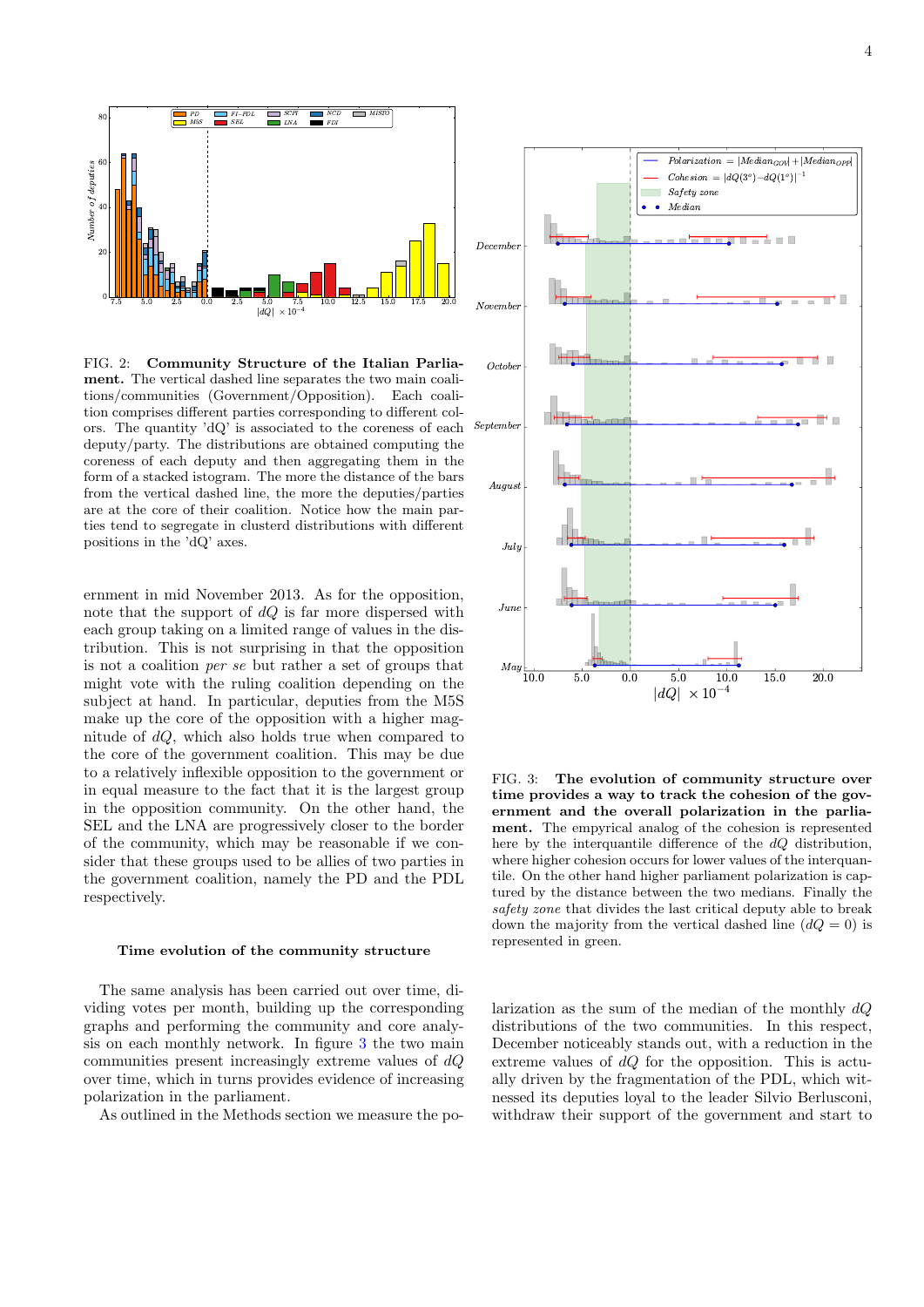FIG. 2: **Community Structure of the Italian Parliament.** The vertical dashed line separates the two main coalitions/communities (Government/Opposition). Each coalition comprises different parties corresponding to different colors. The quantity 'dQ' is associated to the coreness of each deputy/party. The distributions are obtained computing the coreness of each deputy and then aggregating them in the form of a stacked istogram. The more the distance of the bars from the vertical dashed line, the more the deputies/parties are at the core of their coalition. Notice how the main parties tend to segregate in clusterd distributions with different positions in the 'dQ' axes.

ernment in mid November 2013. As for the opposition, note that the support of $dQ$ is far more dispersed with each group taking on a limited range of values in the distribution. This is not surprising in that the opposition is not a coalition *per se* but rather a set of groups that might vote with the ruling coalition depending on the subject at hand. In particular, deputies from the M5S make up the core of the opposition with a higher magnitude of $dQ$, which also holds true when compared to the core of the government coalition. This may be due to a relatively inflexible opposition to the government or in equal measure to the fact that it is the largest group in the opposition community. On the other hand, the SEL and the LNA are progressively closer to the border of the community, which may be reasonable if we consider that these groups used to be allies of two parties in the government coalition, namely the PD and the PDL respectively.

### Time evolution of the community structure

The same analysis has been carried out over time, dividing votes per month, building up the corresponding graphs and performing the community and core analysis on each monthly network. In figure 3 the two main communities present increasingly extreme values of $dQ$ over time, which in turns provides evidence of increasing polarization in the parliament.

As outlined in the Methods section we measure the polarization as the sum of the median of the monthly $dQ$ distributions of the two communities. In this respect, December noticeably stands out, with a reduction in the extreme values of $dQ$ for the opposition. This is actually driven by the fragmentation of the PDL, which witnessed its deputies loyal to the leader Silvio Berlusconi, withdraw their support of the government and start to

FIG. 3: **The evolution of community structure over time provides a way to track the cohesion of the government and the overall polarization in the parliament.** The empyrical analog of the cohesion is represented here by the interquantile difference of the $dQ$ distribution, where higher cohesion occurs for lower values of the interquantile. On the other hand higher parliament polarization is captured by the distance between the two medians. Finally the *safety zone* that divides the last critical deputy able to break down the majority from the vertical dashed line ($dQ = 0$) is represented in green.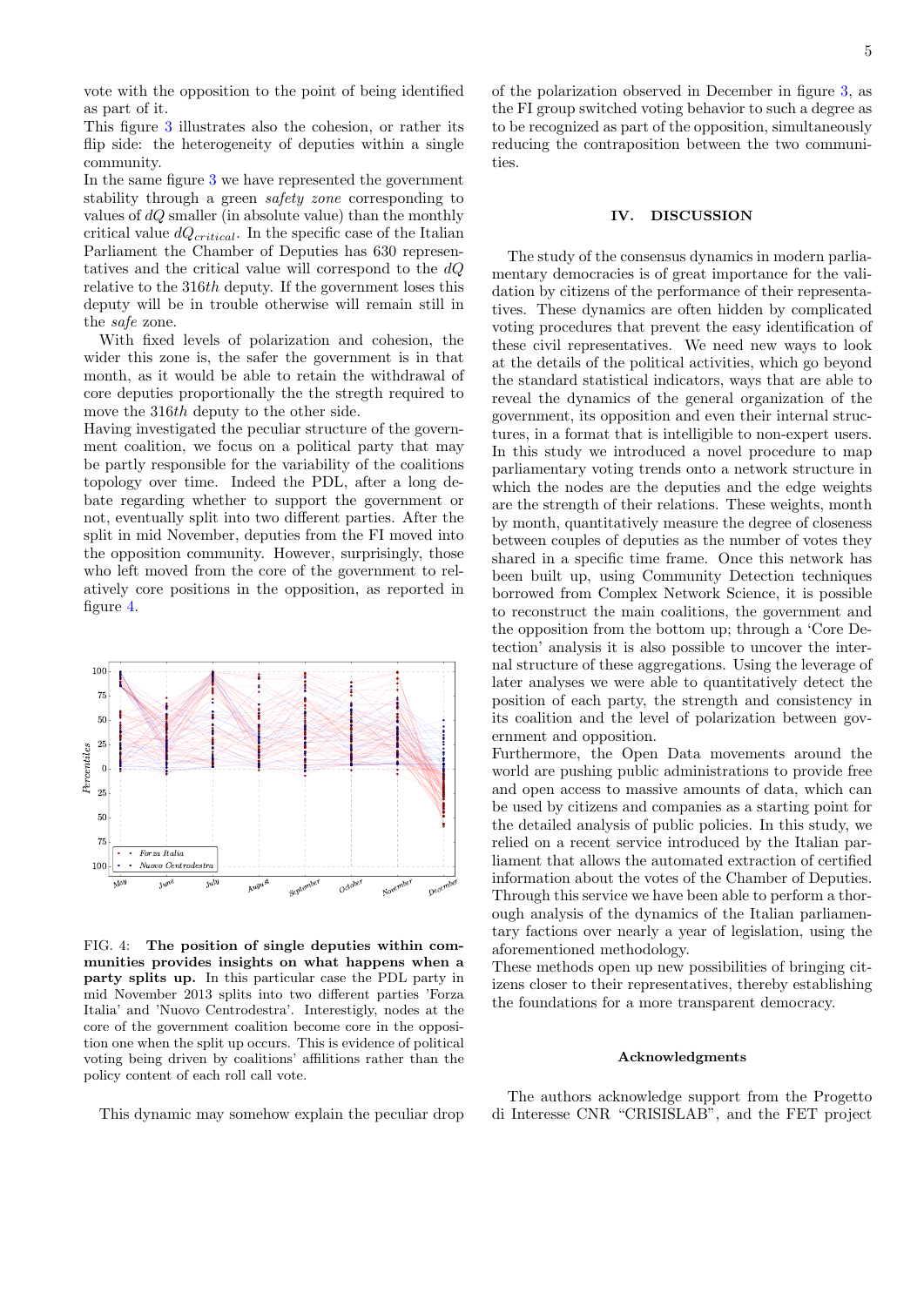vote with the opposition to the point of being identified as part of it.
This figure 3 illustrates also the cohesion, or rather its flip side: the heterogeneity of deputies within a single community.
In the same figure 3 we have represented the government stability through a green *safety zone* corresponding to values of $dQ$ smaller (in absolute value) than the monthly critical value $dQ_{critical}$. In the specific case of the Italian Parliament the Chamber of Deputies has 630 representatives and the critical value will correspond to the $dQ$ relative to the $316th$ deputy. If the government loses this deputy will be in trouble otherwise will remain still in the *safe* zone.

With fixed levels of polarization and cohesion, the wider this zone is, the safer the government is in that month, as it would be able to retain the withdrawal of core deputies proportionally the the stregth required to move the $316th$ deputy to the other side.
Having investigated the peculiar structure of the government coalition, we focus on a political party that may be partly responsible for the variability of the coalitions topology over time. Indeed the PDL, after a long debate regarding whether to support the government or not, eventually split into two different parties. After the split in mid November, deputies from the FI moved into the opposition community. However, surprisingly, those who left moved from the core of the government to relatively core positions in the opposition, as reported in figure 4.

Percentiles
100
75
50
25
0
25
50
75
100
May
June
July
August
September
October
November
December
Forza Italia
Nuovo Centrodestra

FIG. 4: **The position of single deputies within communities provides insights on what happens when a party splits up.** In this particular case the PDL party in mid November 2013 splits into two different parties 'Forza Italia' and 'Nuovo Centrodestra'. Interestigly, nodes at the core of the government coalition become core in the opposition one when the split up occurs. This is evidence of political voting being driven by coalitions' affilitions rather than the policy content of each roll call vote.

This dynamic may somehow explain the peculiar drop of the polarization observed in December in figure 3, as the FI group switched voting behavior to such a degree as to be recognized as part of the opposition, simultaneously reducing the contraposition between the two communities.

## IV. DISCUSSION

The study of the consensus dynamics in modern parliamentary democracies is of great importance for the validation by citizens of the performance of their representatives. These dynamics are often hidden by complicated voting procedures that prevent the easy identification of these civil representatives. We need new ways to look at the details of the political activities, which go beyond the standard statistical indicators, ways that are able to reveal the dynamics of the general organization of the government, its opposition and even their internal structures, in a format that is intelligible to non-expert users.
In this study we introduced a novel procedure to map parliamentary voting trends onto a network structure in which the nodes are the deputies and the edge weights are the strength of their relations. These weights, month by month, quantitatively measure the degree of closeness between couples of deputies as the number of votes they shared in a specific time frame. Once this network has been built up, using Community Detection techniques borrowed from Complex Network Science, it is possible to reconstruct the main coalitions, the government and the opposition from the bottom up; through a 'Core Detection' analysis it is also possible to uncover the internal structure of these aggregations. Using the leverage of later analyses we were able to quantitatively detect the position of each party, the strength and consistency in its coalition and the level of polarization between government and opposition.
Furthermore, the Open Data movements around the world are pushing public administrations to provide free and open access to massive amounts of data, which can be used by citizens and companies as a starting point for the detailed analysis of public policies. In this study, we relied on a recent service introduced by the Italian parliament that allows the automated extraction of certified information about the votes of the Chamber of Deputies. Through this service we have been able to perform a thorough analysis of the dynamics of the Italian parliamentary factions over nearly a year of legislation, using the aforementioned methodology.
These methods open up new possibilities of bringing citizens closer to their representatives, thereby establishing the foundations for a more transparent democracy.

### Acknowledgments

The authors acknowledge support from the Progetto di Interesse CNR "CRISISLAB", and the FET project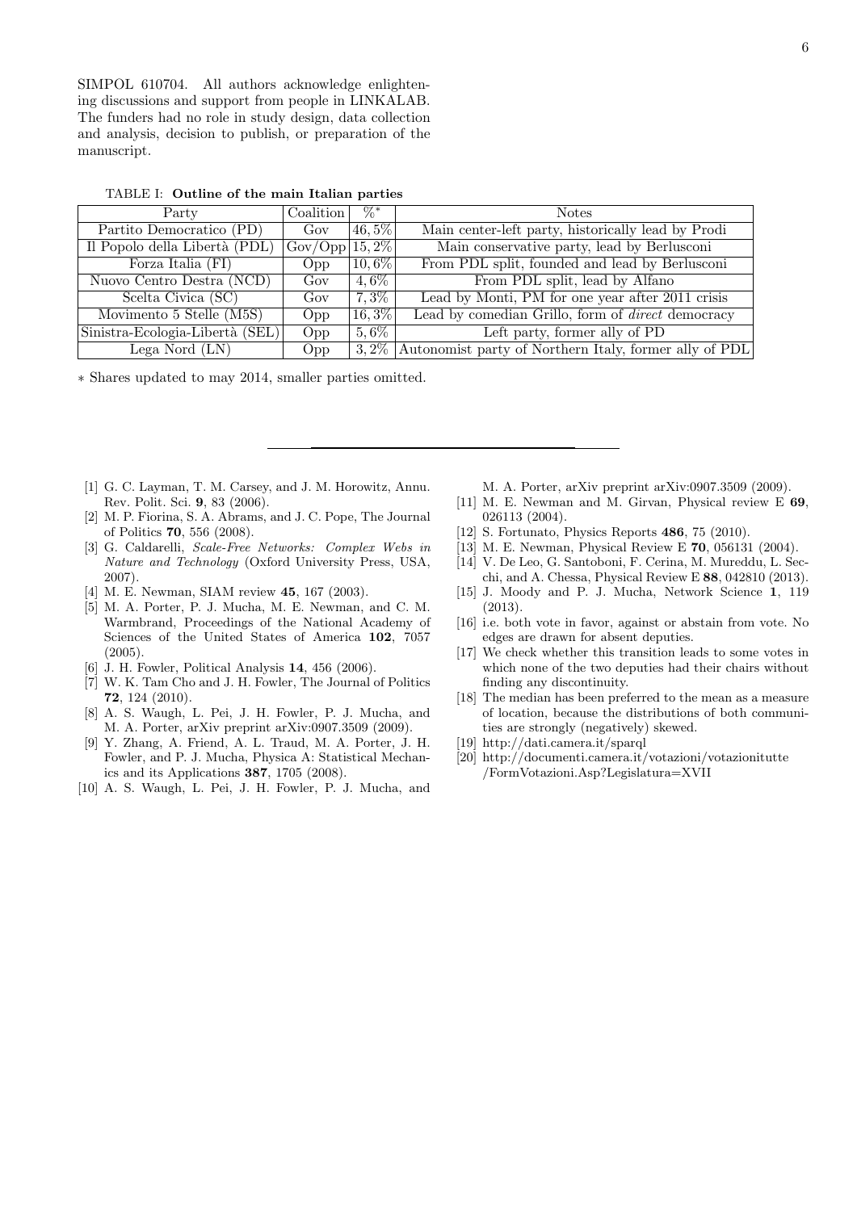SIMPOL 610704. All authors acknowledge enlightening discussions and support from people in LINKALAB. The funders had no role in study design, data collection and analysis, decision to publish, or preparation of the manuscript.

TABLE I: **Outline of the main Italian parties**

| Party | Coalition | %* | Notes |
|---|---|---|---|
| Partito Democratico (PD) | Gov | 46,5% | Main center-left party, historically lead by Prodi |
| Il Popolo della Libertà (PDL) | Gov/Opp | 15,2% | Main conservative party, lead by Berlusconi |
| Forza Italia (FI) | Opp | 10,6% | From PDL split, founded and lead by Berlusconi |
| Nuovo Centro Destra (NCD) | Gov | 4,6% | From PDL split, lead by Alfano |
| Scelta Civica (SC) | Gov | 7,3% | Lead by Monti, PM for one year after 2011 crisis |
| Movimento 5 Stelle (M5S) | Opp | 16,3% | Lead by comedian Grillo, form of *direct* democracy |
| Sinistra-Ecologia-Libertà (SEL) | Opp | 5,6% | Left party, former ally of PD |
| Lega Nord (LN) | Opp | 3,2% | Autonomist party of Northern Italy, former ally of PDL |

* Shares updated to may 2014, smaller parties omitted.

---

[1] G. C. Layman, T. M. Carsey, and J. M. Horowitz, Annu. Rev. Polit. Sci. **9**, 83 (2006).

[2] M. P. Fiorina, S. A. Abrams, and J. C. Pope, The Journal of Politics **70**, 556 (2008).

[3] G. Caldarelli, *Scale-Free Networks: Complex Webs in Nature and Technology* (Oxford University Press, USA, 2007).

[4] M. E. Newman, SIAM review **45**, 167 (2003).

[5] M. A. Porter, P. J. Mucha, M. E. Newman, and C. M. Warmbrand, Proceedings of the National Academy of Sciences of the United States of America **102**, 7057 (2005).

[6] J. H. Fowler, Political Analysis **14**, 456 (2006).

[7] W. K. Tam Cho and J. H. Fowler, The Journal of Politics **72**, 124 (2010).

[8] A. S. Waugh, L. Pei, J. H. Fowler, P. J. Mucha, and M. A. Porter, arXiv preprint arXiv:0907.3509 (2009).

[9] Y. Zhang, A. Friend, A. L. Traud, M. A. Porter, J. H. Fowler, and P. J. Mucha, Physica A: Statistical Mechanics and its Applications **387**, 1705 (2008).

[10] A. S. Waugh, L. Pei, J. H. Fowler, P. J. Mucha, and M. A. Porter, arXiv preprint arXiv:0907.3509 (2009).

[11] M. E. Newman and M. Girvan, Physical review E **69**, 026113 (2004).

[12] S. Fortunato, Physics Reports **486**, 75 (2010).

[13] M. E. Newman, Physical Review E **70**, 056131 (2004).

[14] V. De Leo, G. Santoboni, F. Cerina, M. Mureddu, L. Secchi, and A. Chessa, Physical Review E **88**, 042810 (2013).

[15] J. Moody and P. J. Mucha, Network Science **1**, 119 (2013).

[16] i.e. both vote in favor, against or abstain from vote. No edges are drawn for absent deputies.

[17] We check whether this transition leads to some votes in which none of the two deputies had their chairs without finding any discontinuity.

[18] The median has been preferred to the mean as a measure of location, because the distributions of both communities are strongly (negatively) skewed.

[19] http://dati.camera.it/sparql

[20] http://documenti.camera.it/votazioni/votazionitutte/FormVotazioni.Asp?Legislatura=XVII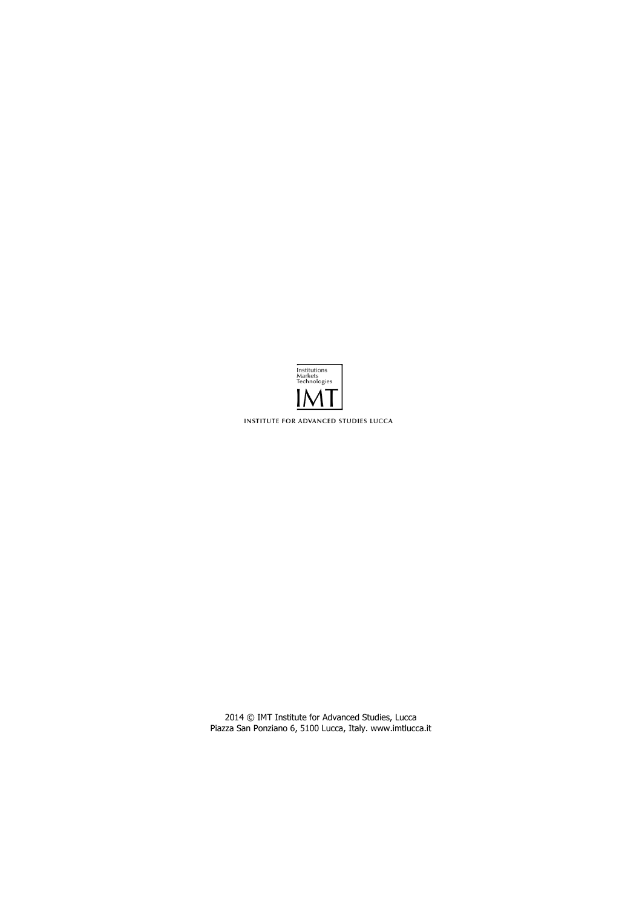Institutions
Markets
Technologies

IMT

INSTITUTE FOR ADVANCED STUDIES LUCCA

2014 © IMT Institute for Advanced Studies, Lucca
Piazza San Ponziano 6, 5100 Lucca, Italy. www.imtlucca.it